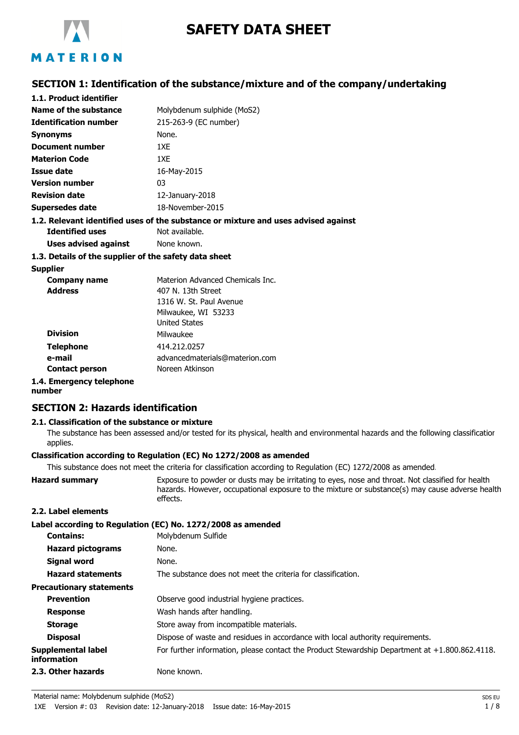# SAFETY DATA SHEET

## SECTION 1: Identification of the substance/mixture and of the company/undertaking

### 1.1. Product identifier

| | |
|---|---|
| **Name of the substance** | Molybdenum sulphide ($MoS_2$) |
| **Identification number** | 215-263-9 (EC number) |
| **Synonyms** | None. |
| **Document number** | 1XE |
| **Materion Code** | 1XE |
| **Issue date** | 16-May-2015 |
| **Version number** | 03 |
| **Revision date** | 12-January-2018 |
| **Supersedes date** | 18-November-2015 |

### 1.2. Relevant identified uses of the substance or mixture and uses advised against

| | |
|---|---|
| **Identified uses** | Not available. |
| **Uses advised against** | None known. |

### 1.3. Details of the supplier of the safety data sheet

**Supplier**

| | |
|---|---|
| **Company name** | Materion Advanced Chemicals Inc. |
| **Address** | 407 N. 13th Street<br>1316 W. St. Paul Avenue<br>Milwaukee, WI 53233<br>United States |
| **Division** | Milwaukee |
| **Telephone** | 414.212.0257 |
| **e-mail** | advancedmaterials@materion.com |
| **Contact person** | Noreen Atkinson |

### 1.4. Emergency telephone number

## SECTION 2: Hazards identification

### 2.1. Classification of the substance or mixture

The substance has been assessed and/or tested for its physical, health and environmental hazards and the following classification applies.

**Classification according to Regulation (EC) No 1272/2008 as amended**

This substance does not meet the criteria for classification according to Regulation (EC) 1272/2008 as amended.

| | |
|---|---|
| **Hazard summary** | Exposure to powder or dusts may be irritating to eyes, nose and throat. Not classified for health hazards. However, occupational exposure to the mixture or substance(s) may cause adverse health effects. |

### 2.2. Label elements

**Label according to Regulation (EC) No. 1272/2008 as amended**

| | |
|---|---|
| **Contains:** | Molybdenum Sulfide |
| **Hazard pictograms** | None. |
| **Signal word** | None. |
| **Hazard statements** | The substance does not meet the criteria for classification. |

**Precautionary statements**

| | |
|---|---|
| **Prevention** | Observe good industrial hygiene practices. |
| **Response** | Wash hands after handling. |
| **Storage** | Store away from incompatible materials. |
| **Disposal** | Dispose of waste and residues in accordance with local authority requirements. |
| **Supplemental label information** | For further information, please contact the Product Stewardship Department at +1.800.862.4118. |

### 2.3. Other hazards

None known.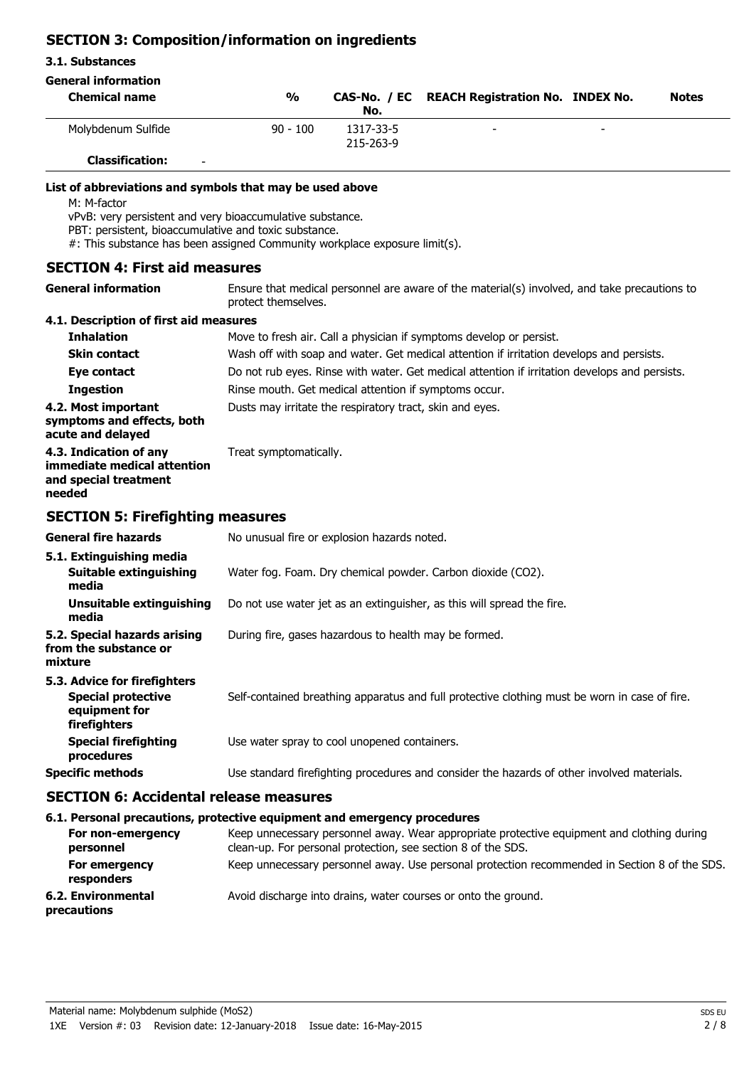## SECTION 3: Composition/information on ingredients

### 3.1. Substances

**General information**

| Chemical name | % | CAS-No. / EC No. | REACH Registration No. | INDEX No. | Notes |
|---|---|---|---|---|---|
| Molybdenum Sulfide | 90 - 100 | 1317-33-5<br>215-263-9 | - | - | |
| **Classification:** | - | | | | |

**List of abbreviations and symbols that may be used above**

M: M-factor
vPvB: very persistent and very bioaccumulative substance.
PBT: persistent, bioaccumulative and toxic substance.
#: This substance has been assigned Community workplace exposure limit(s).

## SECTION 4: First aid measures

**General information** Ensure that medical personnel are aware of the material(s) involved, and take precautions to protect themselves.

### 4.1. Description of first aid measures

**Inhalation** Move to fresh air. Call a physician if symptoms develop or persist.

**Skin contact** Wash off with soap and water. Get medical attention if irritation develops and persists.

**Eye contact** Do not rub eyes. Rinse with water. Get medical attention if irritation develops and persists.

**Ingestion** Rinse mouth. Get medical attention if symptoms occur.

**4.2. Most important symptoms and effects, both acute and delayed** Dusts may irritate the respiratory tract, skin and eyes.

**4.3. Indication of any immediate medical attention and special treatment needed** Treat symptomatically.

## SECTION 5: Firefighting measures

**General fire hazards** No unusual fire or explosion hazards noted.

### 5.1. Extinguishing media

**Suitable extinguishing media** Water fog. Foam. Dry chemical powder. Carbon dioxide ($CO_2$).

**Unsuitable extinguishing media** Do not use water jet as an extinguisher, as this will spread the fire.

**5.2. Special hazards arising from the substance or mixture** During fire, gases hazardous to health may be formed.

### 5.3. Advice for firefighters

**Special protective equipment for firefighters** Self-contained breathing apparatus and full protective clothing must be worn in case of fire.

**Special firefighting procedures** Use water spray to cool unopened containers.

**Specific methods** Use standard firefighting procedures and consider the hazards of other involved materials.

## SECTION 6: Accidental release measures

### 6.1. Personal precautions, protective equipment and emergency procedures

**For non-emergency personnel** Keep unnecessary personnel away. Wear appropriate protective equipment and clothing during clean-up. For personal protection, see section 8 of the SDS.

**For emergency responders** Keep unnecessary personnel away. Use personal protection recommended in Section 8 of the SDS.

**6.2. Environmental precautions** Avoid discharge into drains, water courses or onto the ground.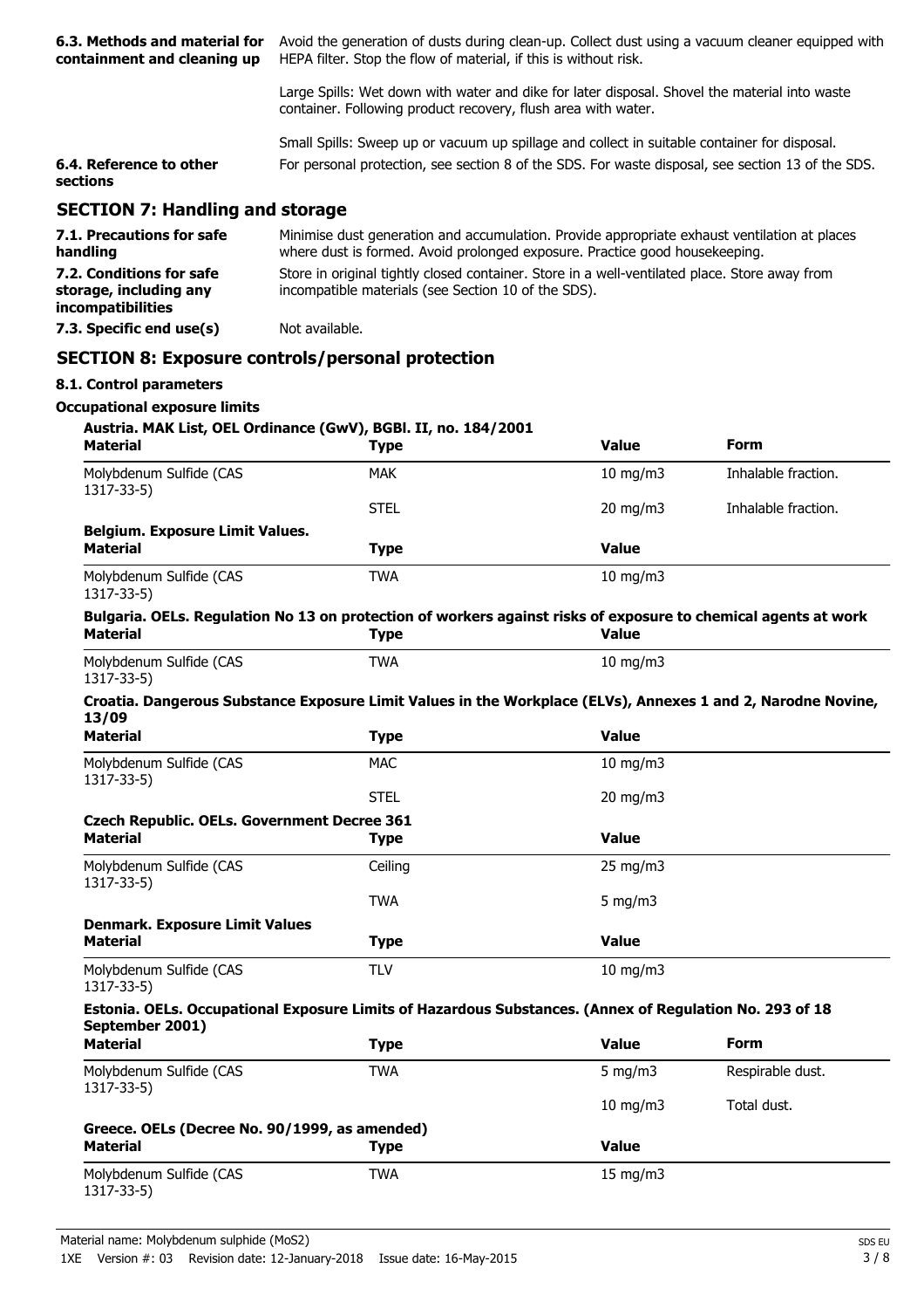| | |
|---|---|
| **6.3. Methods and material for containment and cleaning up** | Avoid the generation of dusts during clean-up. Collect dust using a vacuum cleaner equipped with HEPA filter. Stop the flow of material, if this is without risk.<br><br>Large Spills: Wet down with water and dike for later disposal. Shovel the material into waste container. Following product recovery, flush area with water.<br><br>Small Spills: Sweep up or vacuum up spillage and collect in suitable container for disposal. |
| **6.4. Reference to other sections** | For personal protection, see section 8 of the SDS. For waste disposal, see section 13 of the SDS. |

## SECTION 7: Handling and storage

| | |
|---|---|
| **7.1. Precautions for safe handling** | Minimise dust generation and accumulation. Provide appropriate exhaust ventilation at places where dust is formed. Avoid prolonged exposure. Practice good housekeeping. |
| **7.2. Conditions for safe storage, including any incompatibilities** | Store in original tightly closed container. Store in a well-ventilated place. Store away from incompatible materials (see Section 10 of the SDS). |
| **7.3. Specific end use(s)** | Not available. |

## SECTION 8: Exposure controls/personal protection

### 8.1. Control parameters

**Occupational exposure limits**

**Austria. MAK List, OEL Ordinance (GwV), BGBl. II, no. 184/2001**

| Material | Type | Value | Form |
|---|---|---|---|
| Molybdenum Sulfide (CAS 1317-33-5) | MAK | 10 mg/m3 | Inhalable fraction. |
| | STEL | 20 mg/m3 | Inhalable fraction. |

**Belgium. Exposure Limit Values.**

| Material | Type | Value |
|---|---|---|
| Molybdenum Sulfide (CAS 1317-33-5) | TWA | 10 mg/m3 |

**Bulgaria. OELs. Regulation No 13 on protection of workers against risks of exposure to chemical agents at work**

| Material | Type | Value |
|---|---|---|
| Molybdenum Sulfide (CAS 1317-33-5) | TWA | 10 mg/m3 |

**Croatia. Dangerous Substance Exposure Limit Values in the Workplace (ELVs), Annexes 1 and 2, Narodne Novine, 13/09**

| Material | Type | Value |
|---|---|---|
| Molybdenum Sulfide (CAS 1317-33-5) | MAC | 10 mg/m3 |
| | STEL | 20 mg/m3 |

**Czech Republic. OELs. Government Decree 361**

| Material | Type | Value |
|---|---|---|
| Molybdenum Sulfide (CAS 1317-33-5) | Ceiling | 25 mg/m3 |
| | TWA | 5 mg/m3 |

**Denmark. Exposure Limit Values**

| Material | Type | Value |
|---|---|---|
| Molybdenum Sulfide (CAS 1317-33-5) | TLV | 10 mg/m3 |

**Estonia. OELs. Occupational Exposure Limits of Hazardous Substances. (Annex of Regulation No. 293 of 18 September 2001)**

| Material | Type | Value | Form |
|---|---|---|---|
| Molybdenum Sulfide (CAS 1317-33-5) | TWA | 5 mg/m3 | Respirable dust. |
| | | 10 mg/m3 | Total dust. |

**Greece. OELs (Decree No. 90/1999, as amended)**

| Material | Type | Value |
|---|---|---|
| Molybdenum Sulfide (CAS 1317-33-5) | TWA | 15 mg/m3 |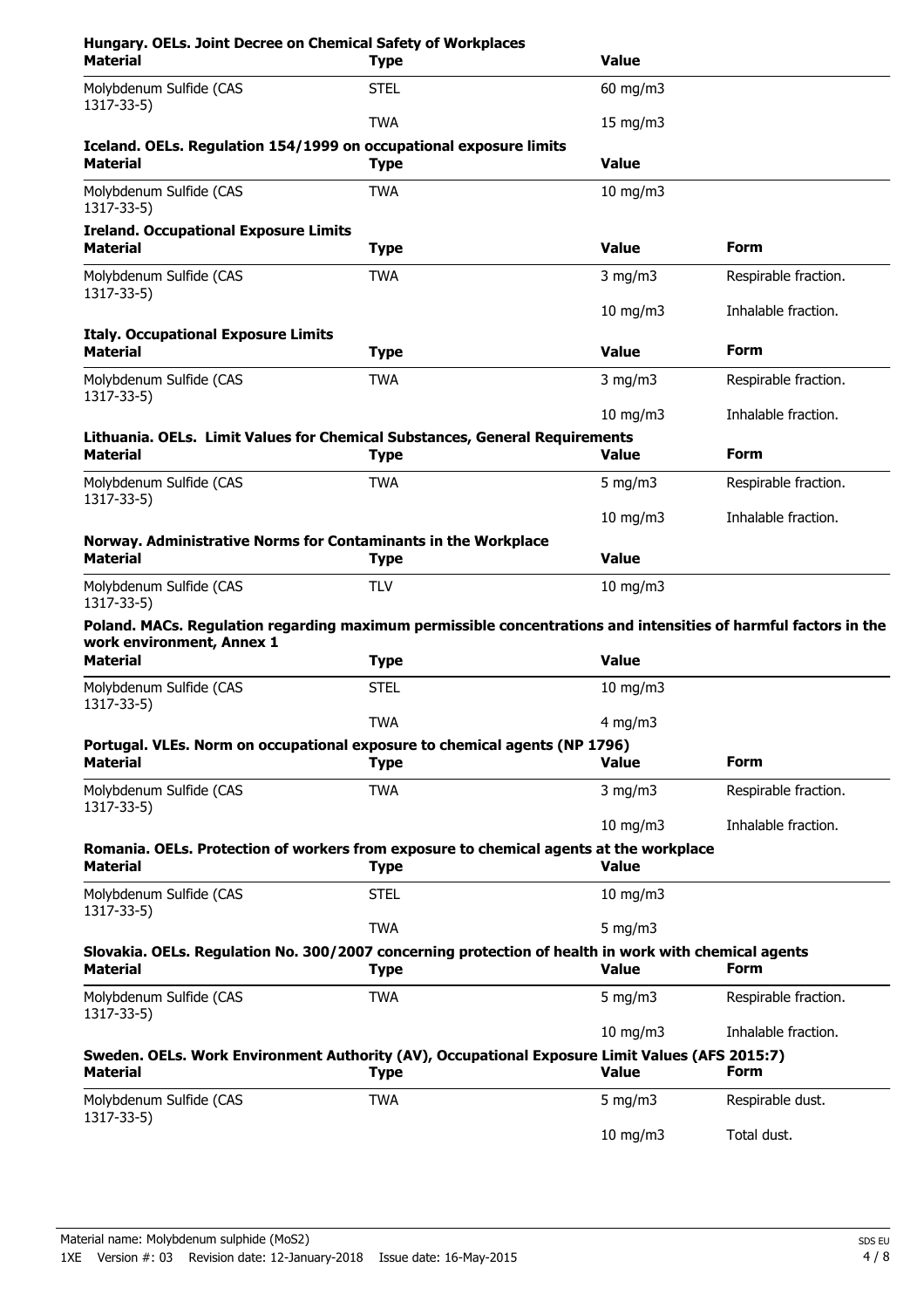**Hungary. OELs. Joint Decree on Chemical Safety of Workplaces**

| Material | Type | Value |
| --- | --- | --- |
| Molybdenum Sulfide (CAS 1317-33-5) | STEL | 60 mg/m3 |
| | TWA | 15 mg/m3 |

**Iceland. OELs. Regulation 154/1999 on occupational exposure limits**

| Material | Type | Value |
| --- | --- | --- |
| Molybdenum Sulfide (CAS 1317-33-5) | TWA | 10 mg/m3 |

**Ireland. Occupational Exposure Limits**

| Material | Type | Value | Form |
| --- | --- | --- | --- |
| Molybdenum Sulfide (CAS 1317-33-5) | TWA | 3 mg/m3 | Respirable fraction. |
| | | 10 mg/m3 | Inhalable fraction. |

**Italy. Occupational Exposure Limits**

| Material | Type | Value | Form |
| --- | --- | --- | --- |
| Molybdenum Sulfide (CAS 1317-33-5) | TWA | 3 mg/m3 | Respirable fraction. |
| | | 10 mg/m3 | Inhalable fraction. |

**Lithuania. OELs. Limit Values for Chemical Substances, General Requirements**

| Material | Type | Value | Form |
| --- | --- | --- | --- |
| Molybdenum Sulfide (CAS 1317-33-5) | TWA | 5 mg/m3 | Respirable fraction. |
| | | 10 mg/m3 | Inhalable fraction. |

**Norway. Administrative Norms for Contaminants in the Workplace**

| Material | Type | Value |
| --- | --- | --- |
| Molybdenum Sulfide (CAS 1317-33-5) | TLV | 10 mg/m3 |

**Poland. MACs. Regulation regarding maximum permissible concentrations and intensities of harmful factors in the work environment, Annex 1**

| Material | Type | Value |
| --- | --- | --- |
| Molybdenum Sulfide (CAS 1317-33-5) | STEL | 10 mg/m3 |
| | TWA | 4 mg/m3 |

**Portugal. VLEs. Norm on occupational exposure to chemical agents (NP 1796)**

| Material | Type | Value | Form |
| --- | --- | --- | --- |
| Molybdenum Sulfide (CAS 1317-33-5) | TWA | 3 mg/m3 | Respirable fraction. |
| | | 10 mg/m3 | Inhalable fraction. |

**Romania. OELs. Protection of workers from exposure to chemical agents at the workplace**

| Material | Type | Value |
| --- | --- | --- |
| Molybdenum Sulfide (CAS 1317-33-5) | STEL | 10 mg/m3 |
| | TWA | 5 mg/m3 |

**Slovakia. OELs. Regulation No. 300/2007 concerning protection of health in work with chemical agents**

| Material | Type | Value | Form |
| --- | --- | --- | --- |
| Molybdenum Sulfide (CAS 1317-33-5) | TWA | 5 mg/m3 | Respirable fraction. |
| | | 10 mg/m3 | Inhalable fraction. |

**Sweden. OELs. Work Environment Authority (AV), Occupational Exposure Limit Values (AFS 2015:7)**

| Material | Type | Value | Form |
| --- | --- | --- | --- |
| Molybdenum Sulfide (CAS 1317-33-5) | TWA | 5 mg/m3 | Respirable dust. |
| | | 10 mg/m3 | Total dust. |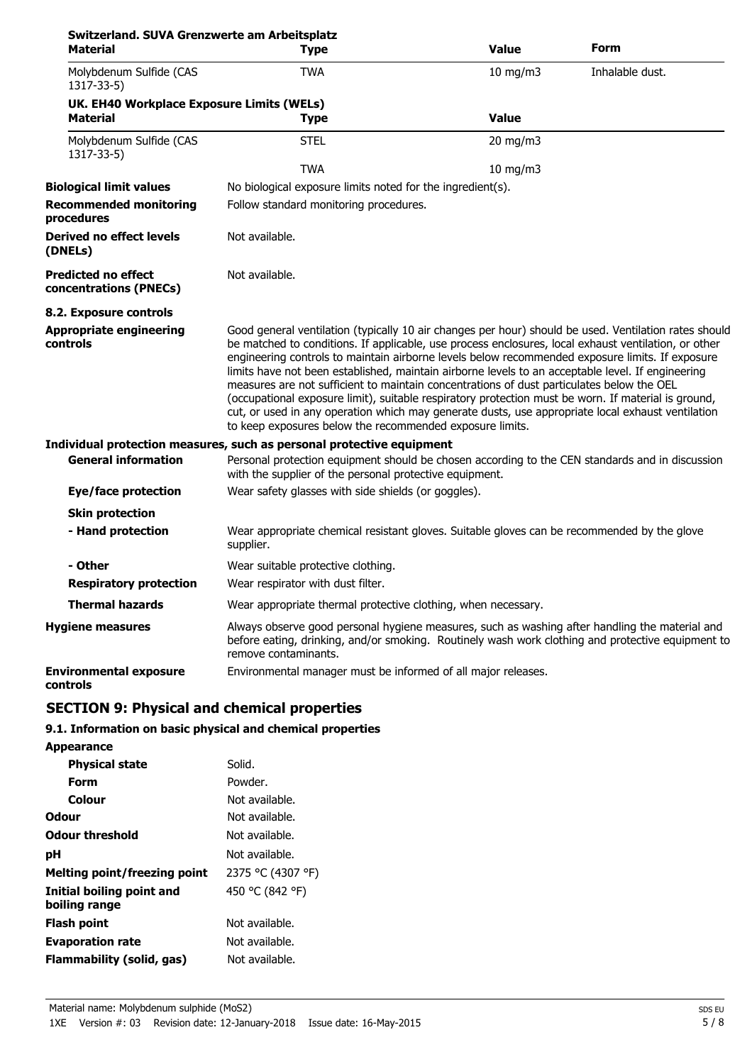**Switzerland. SUVA Grenzwerte am Arbeitsplatz**

| Material | Type | Value | Form |
| --- | --- | --- | --- |
| Molybdenum Sulfide (CAS 1317-33-5) | TWA | 10 mg/m3 | Inhalable dust. |

**UK. EH40 Workplace Exposure Limits (WELs)**

| Material | Type | Value |
| --- | --- | --- |
| Molybdenum Sulfide (CAS 1317-33-5) | STEL | 20 mg/m3 |
| | TWA | 10 mg/m3 |

**Biological limit values** No biological exposure limits noted for the ingredient(s).

**Recommended monitoring procedures** Follow standard monitoring procedures.

**Derived no effect levels (DNELs)** Not available.

**Predicted no effect concentrations (PNECs)** Not available.

**8.2. Exposure controls**

**Appropriate engineering controls** Good general ventilation (typically 10 air changes per hour) should be used. Ventilation rates should be matched to conditions. If applicable, use process enclosures, local exhaust ventilation, or other engineering controls to maintain airborne levels below recommended exposure limits. If exposure limits have not been established, maintain airborne levels to an acceptable level. If engineering measures are not sufficient to maintain concentrations of dust particulates below the OEL (occupational exposure limit), suitable respiratory protection must be worn. If material is ground, cut, or used in any operation which may generate dusts, use appropriate local exhaust ventilation to keep exposures below the recommended exposure limits.

**Individual protection measures, such as personal protective equipment**

**General information** Personal protection equipment should be chosen according to the CEN standards and in discussion with the supplier of the personal protective equipment.

**Eye/face protection** Wear safety glasses with side shields (or goggles).

**Skin protection**

**- Hand protection** Wear appropriate chemical resistant gloves. Suitable gloves can be recommended by the glove supplier.

**- Other** Wear suitable protective clothing.

**Respiratory protection** Wear respirator with dust filter.

**Thermal hazards** Wear appropriate thermal protective clothing, when necessary.

**Hygiene measures** Always observe good personal hygiene measures, such as washing after handling the material and before eating, drinking, and/or smoking. Routinely wash work clothing and protective equipment to remove contaminants.

**Environmental exposure controls** Environmental manager must be informed of all major releases.

## SECTION 9: Physical and chemical properties

### 9.1. Information on basic physical and chemical properties

**Appearance**

| | |
| --- | --- |
| **Physical state** | Solid. |
| **Form** | Powder. |
| **Colour** | Not available. |
| **Odour** | Not available. |
| **Odour threshold** | Not available. |
| **pH** | Not available. |
| **Melting point/freezing point** | 2375 °C (4307 °F) |
| **Initial boiling point and boiling range** | 450 °C (842 °F) |
| **Flash point** | Not available. |
| **Evaporation rate** | Not available. |
| **Flammability (solid, gas)** | Not available. |

Material name: Molybdenum sulphide (MoS2)
1XE Version #: 03 Revision date: 12-January-2018 Issue date: 16-May-2015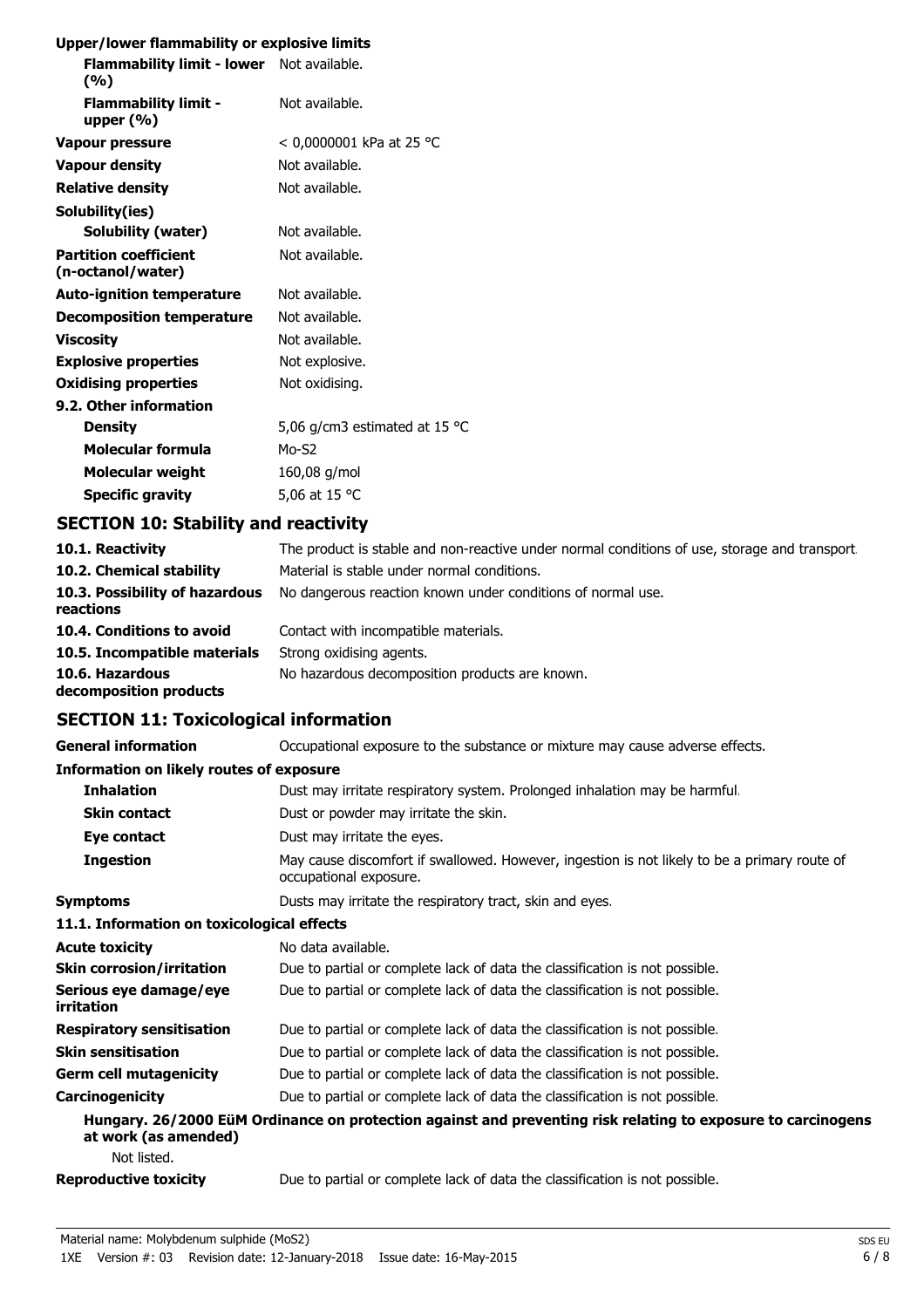**Upper/lower flammability or explosive limits**

| | |
|---|---|
| **Flammability limit - lower (%)** | Not available. |
| **Flammability limit - upper (%)** | Not available. |
| **Vapour pressure** | < 0,0000001 kPa at 25 °C |
| **Vapour density** | Not available. |
| **Relative density** | Not available. |
| **Solubility(ies)** | |
| **Solubility (water)** | Not available. |
| **Partition coefficient (n-octanol/water)** | Not available. |
| **Auto-ignition temperature** | Not available. |
| **Decomposition temperature** | Not available. |
| **Viscosity** | Not available. |
| **Explosive properties** | Not explosive. |
| **Oxidising properties** | Not oxidising. |
| **9.2. Other information** | |
| **Density** | 5,06 g/cm3 estimated at 15 °C |
| **Molecular formula** | Mo-S2 |
| **Molecular weight** | 160,08 g/mol |
| **Specific gravity** | 5,06 at 15 °C |

## SECTION 10: Stability and reactivity

| | |
|---|---|
| **10.1. Reactivity** | The product is stable and non-reactive under normal conditions of use, storage and transport. |
| **10.2. Chemical stability** | Material is stable under normal conditions. |
| **10.3. Possibility of hazardous reactions** | No dangerous reaction known under conditions of normal use. |
| **10.4. Conditions to avoid** | Contact with incompatible materials. |
| **10.5. Incompatible materials** | Strong oxidising agents. |
| **10.6. Hazardous decomposition products** | No hazardous decomposition products are known. |

## SECTION 11: Toxicological information

| | |
|---|---|
| **General information** | Occupational exposure to the substance or mixture may cause adverse effects. |

**Information on likely routes of exposure**

| | |
|---|---|
| **Inhalation** | Dust may irritate respiratory system. Prolonged inhalation may be harmful. |
| **Skin contact** | Dust or powder may irritate the skin. |
| **Eye contact** | Dust may irritate the eyes. |
| **Ingestion** | May cause discomfort if swallowed. However, ingestion is not likely to be a primary route of occupational exposure. |
| **Symptoms** | Dusts may irritate the respiratory tract, skin and eyes. |

**11.1. Information on toxicological effects**

| | |
|---|---|
| **Acute toxicity** | No data available. |
| **Skin corrosion/irritation** | Due to partial or complete lack of data the classification is not possible. |
| **Serious eye damage/eye irritation** | Due to partial or complete lack of data the classification is not possible. |
| **Respiratory sensitisation** | Due to partial or complete lack of data the classification is not possible. |
| **Skin sensitisation** | Due to partial or complete lack of data the classification is not possible. |
| **Germ cell mutagenicity** | Due to partial or complete lack of data the classification is not possible. |
| **Carcinogenicity** | Due to partial or complete lack of data the classification is not possible. |

**Hungary. 26/2000 EüM Ordinance on protection against and preventing risk relating to exposure to carcinogens at work (as amended)**

Not listed.

| | |
|---|---|
| **Reproductive toxicity** | Due to partial or complete lack of data the classification is not possible. |

Material name: Molybdenum sulphide (MoS2)
1XE Version #: 03 Revision date: 12-January-2018 Issue date: 16-May-2015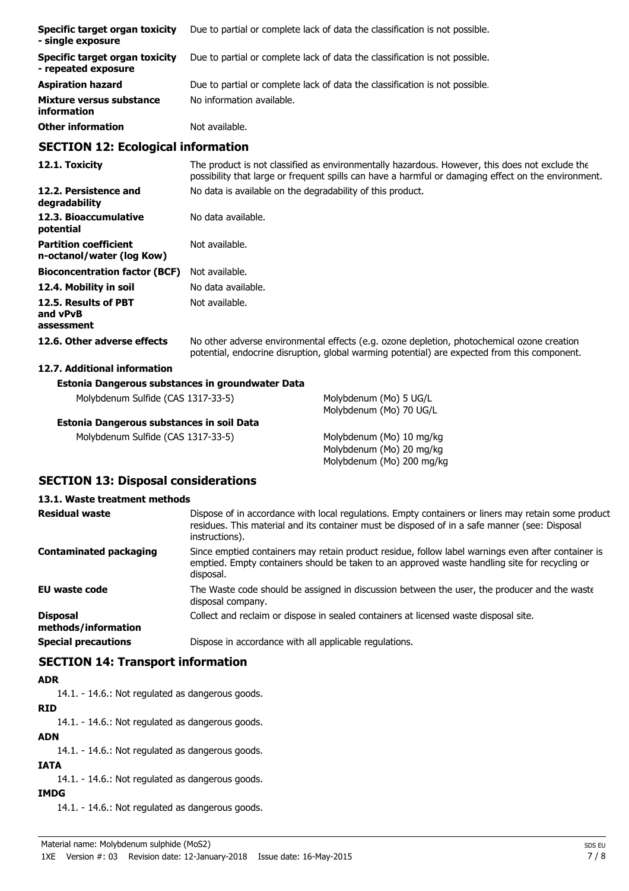| | |
|---|---|
| **Specific target organ toxicity - single exposure** | Due to partial or complete lack of data the classification is not possible. |
| **Specific target organ toxicity - repeated exposure** | Due to partial or complete lack of data the classification is not possible. |
| **Aspiration hazard** | Due to partial or complete lack of data the classification is not possible. |
| **Mixture versus substance information** | No information available. |
| **Other information** | Not available. |

## SECTION 12: Ecological information

| | |
|---|---|
| **12.1. Toxicity** | The product is not classified as environmentally hazardous. However, this does not exclude the possibility that large or frequent spills can have a harmful or damaging effect on the environment. |
| **12.2. Persistence and degradability** | No data is available on the degradability of this product. |
| **12.3. Bioaccumulative potential** | No data available. |
| **Partition coefficient n-octanol/water (log Kow)** | Not available. |
| **Bioconcentration factor (BCF)** | Not available. |
| **12.4. Mobility in soil** | No data available. |
| **12.5. Results of PBT and vPvB assessment** | Not available. |
| **12.6. Other adverse effects** | No other adverse environmental effects (e.g. ozone depletion, photochemical ozone creation potential, endocrine disruption, global warming potential) are expected from this component. |

### 12.7. Additional information

**Estonia Dangerous substances in groundwater Data**

| | |
|---|---|
| Molybdenum Sulfide (CAS 1317-33-5) | Molybdenum (Mo) 5 UG/L<br>Molybdenum (Mo) 70 UG/L |

**Estonia Dangerous substances in soil Data**

| | |
|---|---|
| Molybdenum Sulfide (CAS 1317-33-5) | Molybdenum (Mo) 10 mg/kg<br>Molybdenum (Mo) 20 mg/kg<br>Molybdenum (Mo) 200 mg/kg |

## SECTION 13: Disposal considerations

### 13.1. Waste treatment methods

| | |
|---|---|
| **Residual waste** | Dispose of in accordance with local regulations. Empty containers or liners may retain some product residues. This material and its container must be disposed of in a safe manner (see: Disposal instructions). |
| **Contaminated packaging** | Since emptied containers may retain product residue, follow label warnings even after container is emptied. Empty containers should be taken to an approved waste handling site for recycling or disposal. |
| **EU waste code** | The Waste code should be assigned in discussion between the user, the producer and the waste disposal company. |
| **Disposal methods/information** | Collect and reclaim or dispose in sealed containers at licensed waste disposal site. |
| **Special precautions** | Dispose in accordance with all applicable regulations. |

## SECTION 14: Transport information

**ADR**

14.1. - 14.6.: Not regulated as dangerous goods.

**RID**

14.1. - 14.6.: Not regulated as dangerous goods.

**ADN**

14.1. - 14.6.: Not regulated as dangerous goods.

**IATA**

14.1. - 14.6.: Not regulated as dangerous goods.

**IMDG**

14.1. - 14.6.: Not regulated as dangerous goods.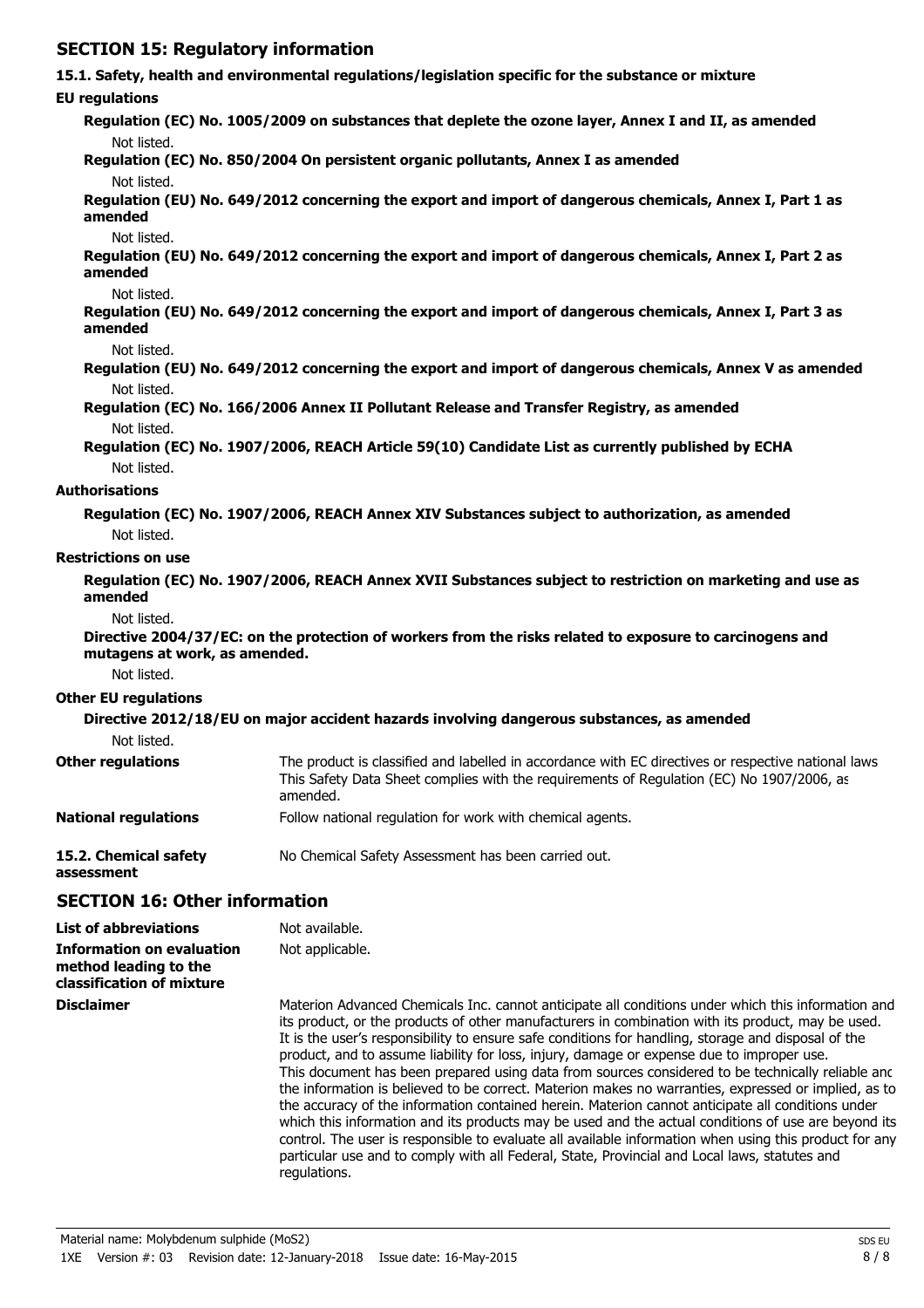## SECTION 15: Regulatory information

**15.1. Safety, health and environmental regulations/legislation specific for the substance or mixture**

**EU regulations**

**Regulation (EC) No. 1005/2009 on substances that deplete the ozone layer, Annex I and II, as amended**

Not listed.

**Regulation (EC) No. 850/2004 On persistent organic pollutants, Annex I as amended**

Not listed.

**Regulation (EU) No. 649/2012 concerning the export and import of dangerous chemicals, Annex I, Part 1 as amended**

Not listed.

**Regulation (EU) No. 649/2012 concerning the export and import of dangerous chemicals, Annex I, Part 2 as amended**

Not listed.

**Regulation (EU) No. 649/2012 concerning the export and import of dangerous chemicals, Annex I, Part 3 as amended**

Not listed.

**Regulation (EU) No. 649/2012 concerning the export and import of dangerous chemicals, Annex V as amended**

Not listed.

**Regulation (EC) No. 166/2006 Annex II Pollutant Release and Transfer Registry, as amended**

Not listed.

**Regulation (EC) No. 1907/2006, REACH Article 59(10) Candidate List as currently published by ECHA**

Not listed.

**Authorisations**

**Regulation (EC) No. 1907/2006, REACH Annex XIV Substances subject to authorization, as amended**

Not listed.

**Restrictions on use**

**Regulation (EC) No. 1907/2006, REACH Annex XVII Substances subject to restriction on marketing and use as amended**

Not listed.

**Directive 2004/37/EC: on the protection of workers from the risks related to exposure to carcinogens and mutagens at work, as amended.**

Not listed.

**Other EU regulations**

**Directive 2012/18/EU on major accident hazards involving dangerous substances, as amended**

Not listed.

**Other regulations** The product is classified and labelled in accordance with EC directives or respective national laws. This Safety Data Sheet complies with the requirements of Regulation (EC) No 1907/2006, as amended.

**National regulations** Follow national regulation for work with chemical agents.

**15.2. Chemical safety assessment** No Chemical Safety Assessment has been carried out.

## SECTION 16: Other information

**List of abbreviations** Not available.

**Information on evaluation method leading to the classification of mixture** Not applicable.

**Disclaimer** Materion Advanced Chemicals Inc. cannot anticipate all conditions under which this information and its product, or the products of other manufacturers in combination with its product, may be used. It is the user's responsibility to ensure safe conditions for handling, storage and disposal of the product, and to assume liability for loss, injury, damage or expense due to improper use. This document has been prepared using data from sources considered to be technically reliable and the information is believed to be correct. Materion makes no warranties, expressed or implied, as to the accuracy of the information contained herein. Materion cannot anticipate all conditions under which this information and its products may be used and the actual conditions of use are beyond its control. The user is responsible to evaluate all available information when using this product for any particular use and to comply with all Federal, State, Provincial and Local laws, statutes and regulations.

Material name: Molybdenum sulphide ($MoS_2$)

1XE Version #: 03 Revision date: 12-January-2018 Issue date: 16-May-2015